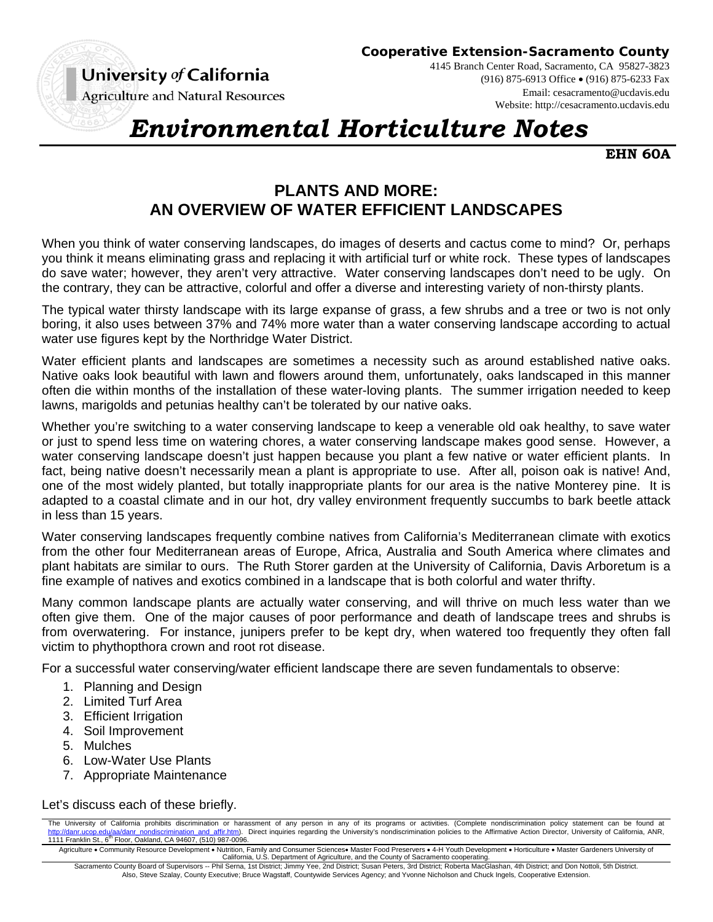**Cooperative Extension-Sacramento County**

4145 Branch Center Road, Sacramento, CA 95827-3823
(916) 875-6913 Office • (916) 875-6233 Fax
Email: cesacramento@ucdavis.edu
Website: http://cesacramento.ucdavis.edu

University *of* California
Agriculture and Natural Resources

# *Environmental Horticulture Notes*

**EHN 60A**

## PLANTS AND MORE: AN OVERVIEW OF WATER EFFICIENT LANDSCAPES

When you think of water conserving landscapes, do images of deserts and cactus come to mind? Or, perhaps you think it means eliminating grass and replacing it with artificial turf or white rock. These types of landscapes do save water; however, they aren't very attractive. Water conserving landscapes don't need to be ugly. On the contrary, they can be attractive, colorful and offer a diverse and interesting variety of non-thirsty plants.

The typical water thirsty landscape with its large expanse of grass, a few shrubs and a tree or two is not only boring, it also uses between 37% and 74% more water than a water conserving landscape according to actual water use figures kept by the Northridge Water District.

Water efficient plants and landscapes are sometimes a necessity such as around established native oaks. Native oaks look beautiful with lawn and flowers around them, unfortunately, oaks landscaped in this manner often die within months of the installation of these water-loving plants. The summer irrigation needed to keep lawns, marigolds and petunias healthy can't be tolerated by our native oaks.

Whether you're switching to a water conserving landscape to keep a venerable old oak healthy, to save water or just to spend less time on watering chores, a water conserving landscape makes good sense. However, a water conserving landscape doesn't just happen because you plant a few native or water efficient plants. In fact, being native doesn't necessarily mean a plant is appropriate to use. After all, poison oak is native! And, one of the most widely planted, but totally inappropriate plants for our area is the native Monterey pine. It is adapted to a coastal climate and in our hot, dry valley environment frequently succumbs to bark beetle attack in less than 15 years.

Water conserving landscapes frequently combine natives from California's Mediterranean climate with exotics from the other four Mediterranean areas of Europe, Africa, Australia and South America where climates and plant habitats are similar to ours. The Ruth Storer garden at the University of California, Davis Arboretum is a fine example of natives and exotics combined in a landscape that is both colorful and water thrifty.

Many common landscape plants are actually water conserving, and will thrive on much less water than we often give them. One of the major causes of poor performance and death of landscape trees and shrubs is from overwatering. For instance, junipers prefer to be kept dry, when watered too frequently they often fall victim to phythopthora crown and root rot disease.

For a successful water conserving/water efficient landscape there are seven fundamentals to observe:

1. Planning and Design
2. Limited Turf Area
3. Efficient Irrigation
4. Soil Improvement
5. Mulches
6. Low-Water Use Plants
7. Appropriate Maintenance

Let's discuss each of these briefly.

The University of California prohibits discrimination or harassment of any person in any of its programs or activities. (Complete nondiscrimination policy statement can be found at http://danr.ucop.edu/aa/danr_nondiscrimination_and_affir.htm). Direct inquiries regarding the University's nondiscrimination policies to the Affirmative Action Director, University of California, ANR, 1111 Franklin St., 6th Floor, Oakland, CA 94607, (510) 987-0096.

Agriculture • Community Resource Development • Nutrition, Family and Consumer Sciences• Master Food Preservers • 4-H Youth Development • Horticulture • Master Gardeners University of California, U.S. Department of Agriculture, and the County of Sacramento cooperating.

Sacramento County Board of Supervisors -- Phil Serna, 1st District; Jimmy Yee, 2nd District; Susan Peters, 3rd District; Roberta MacGlashan, 4th District; and Don Nottoli, 5th District. Also, Steve Szalay, County Executive; Bruce Wagstaff, Countywide Services Agency; and Yvonne Nicholson and Chuck Ingels, Cooperative Extension.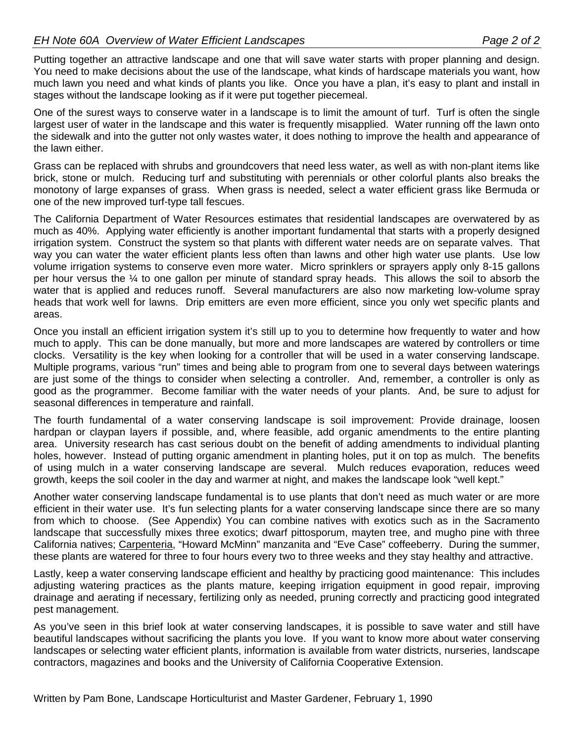Putting together an attractive landscape and one that will save water starts with proper planning and design. You need to make decisions about the use of the landscape, what kinds of hardscape materials you want, how much lawn you need and what kinds of plants you like. Once you have a plan, it's easy to plant and install in stages without the landscape looking as if it were put together piecemeal.

One of the surest ways to conserve water in a landscape is to limit the amount of turf. Turf is often the single largest user of water in the landscape and this water is frequently misapplied. Water running off the lawn onto the sidewalk and into the gutter not only wastes water, it does nothing to improve the health and appearance of the lawn either.

Grass can be replaced with shrubs and groundcovers that need less water, as well as with non-plant items like brick, stone or mulch. Reducing turf and substituting with perennials or other colorful plants also breaks the monotony of large expanses of grass. When grass is needed, select a water efficient grass like Bermuda or one of the new improved turf-type tall fescues.

The California Department of Water Resources estimates that residential landscapes are overwatered by as much as 40%. Applying water efficiently is another important fundamental that starts with a properly designed irrigation system. Construct the system so that plants with different water needs are on separate valves. That way you can water the water efficient plants less often than lawns and other high water use plants. Use low volume irrigation systems to conserve even more water. Micro sprinklers or sprayers apply only 8-15 gallons per hour versus the ¼ to one gallon per minute of standard spray heads. This allows the soil to absorb the water that is applied and reduces runoff. Several manufacturers are also now marketing low-volume spray heads that work well for lawns. Drip emitters are even more efficient, since you only wet specific plants and areas.

Once you install an efficient irrigation system it's still up to you to determine how frequently to water and how much to apply. This can be done manually, but more and more landscapes are watered by controllers or time clocks. Versatility is the key when looking for a controller that will be used in a water conserving landscape. Multiple programs, various "run" times and being able to program from one to several days between waterings are just some of the things to consider when selecting a controller. And, remember, a controller is only as good as the programmer. Become familiar with the water needs of your plants. And, be sure to adjust for seasonal differences in temperature and rainfall.

The fourth fundamental of a water conserving landscape is soil improvement: Provide drainage, loosen hardpan or claypan layers if possible, and, where feasible, add organic amendments to the entire planting area. University research has cast serious doubt on the benefit of adding amendments to individual planting holes, however. Instead of putting organic amendment in planting holes, put it on top as mulch. The benefits of using mulch in a water conserving landscape are several. Mulch reduces evaporation, reduces weed growth, keeps the soil cooler in the day and warmer at night, and makes the landscape look "well kept."

Another water conserving landscape fundamental is to use plants that don't need as much water or are more efficient in their water use. It's fun selecting plants for a water conserving landscape since there are so many from which to choose. (See Appendix) You can combine natives with exotics such as in the Sacramento landscape that successfully mixes three exotics; dwarf pittosporum, mayten tree, and mugho pine with three California natives; Carpenteria, "Howard McMinn" manzanita and "Eve Case" coffeeberry. During the summer, these plants are watered for three to four hours every two to three weeks and they stay healthy and attractive.

Lastly, keep a water conserving landscape efficient and healthy by practicing good maintenance: This includes adjusting watering practices as the plants mature, keeping irrigation equipment in good repair, improving drainage and aerating if necessary, fertilizing only as needed, pruning correctly and practicing good integrated pest management.

As you've seen in this brief look at water conserving landscapes, it is possible to save water and still have beautiful landscapes without sacrificing the plants you love. If you want to know more about water conserving landscapes or selecting water efficient plants, information is available from water districts, nurseries, landscape contractors, magazines and books and the University of California Cooperative Extension.

Written by Pam Bone, Landscape Horticulturist and Master Gardener, February 1, 1990